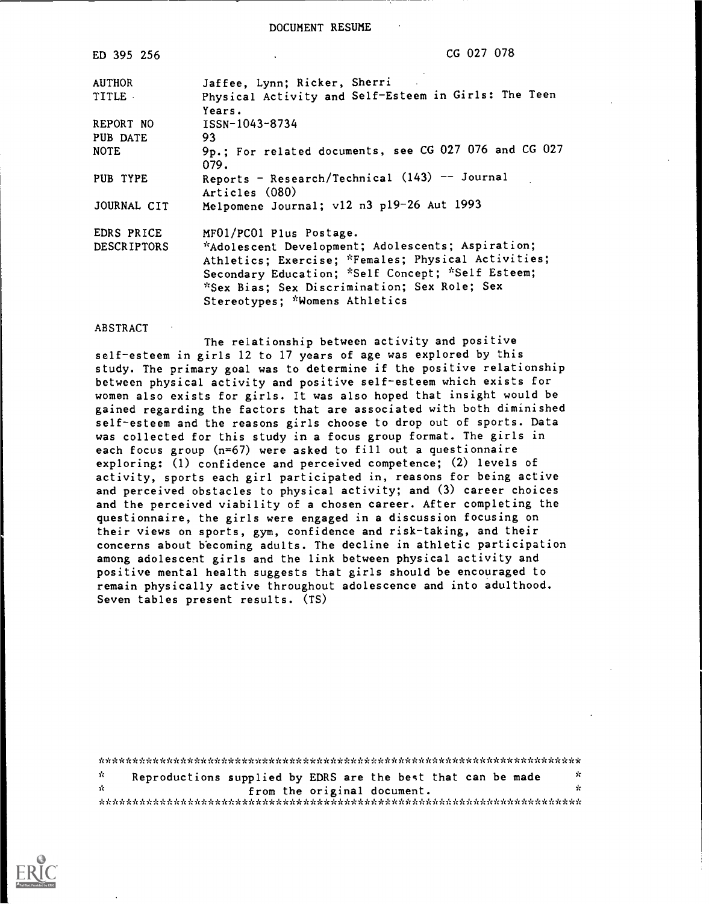DOCUMENT RESUME

| | |
|---|---|
| ED 395 256 | CG 027 078 |
| AUTHOR | Jaffee, Lynn; Ricker, Sherri |
| TITLE | Physical Activity and Self-Esteem in Girls: The Teen Years. |
| REPORT NO | ISSN-1043-8734 |
| PUB DATE | 93 |
| NOTE | 9p.; For related documents, see CG 027 076 and CG 027 079. |
| PUB TYPE | Reports - Research/Technical (143) -- Journal Articles (080) |
| JOURNAL CIT | Melpomene Journal; v12 n3 p19-26 Aut 1993 |
| EDRS PRICE | MF01/PC01 Plus Postage. |
| DESCRIPTORS | *Adolescent Development; Adolescents; Aspiration; Athletics; Exercise; *Females; Physical Activities; Secondary Education; *Self Concept; *Self Esteem; *Sex Bias; Sex Discrimination; Sex Role; Sex Stereotypes; *Womens Athletics |

ABSTRACT

The relationship between activity and positive self-esteem in girls 12 to 17 years of age was explored by this study. The primary goal was to determine if the positive relationship between physical activity and positive self-esteem which exists for women also exists for girls. It was also hoped that insight would be gained regarding the factors that are associated with both diminished self-esteem and the reasons girls choose to drop out of sports. Data was collected for this study in a focus group format. The girls in each focus group (n=67) were asked to fill out a questionnaire exploring: (1) confidence and perceived competence; (2) levels of activity, sports each girl participated in, reasons for being active and perceived obstacles to physical activity; and (3) career choices and the perceived viability of a chosen career. After completing the questionnaire, the girls were engaged in a discussion focusing on their views on sports, gym, confidence and risk-taking, and their concerns about becoming adults. The decline in athletic participation among adolescent girls and the link between physical activity and positive mental health suggests that girls should be encouraged to remain physically active throughout adolescence and into adulthood. Seven tables present results. (TS)

***********************************************************************
* Reproductions supplied by EDRS are the best that can be made *
* from the original document. *
***********************************************************************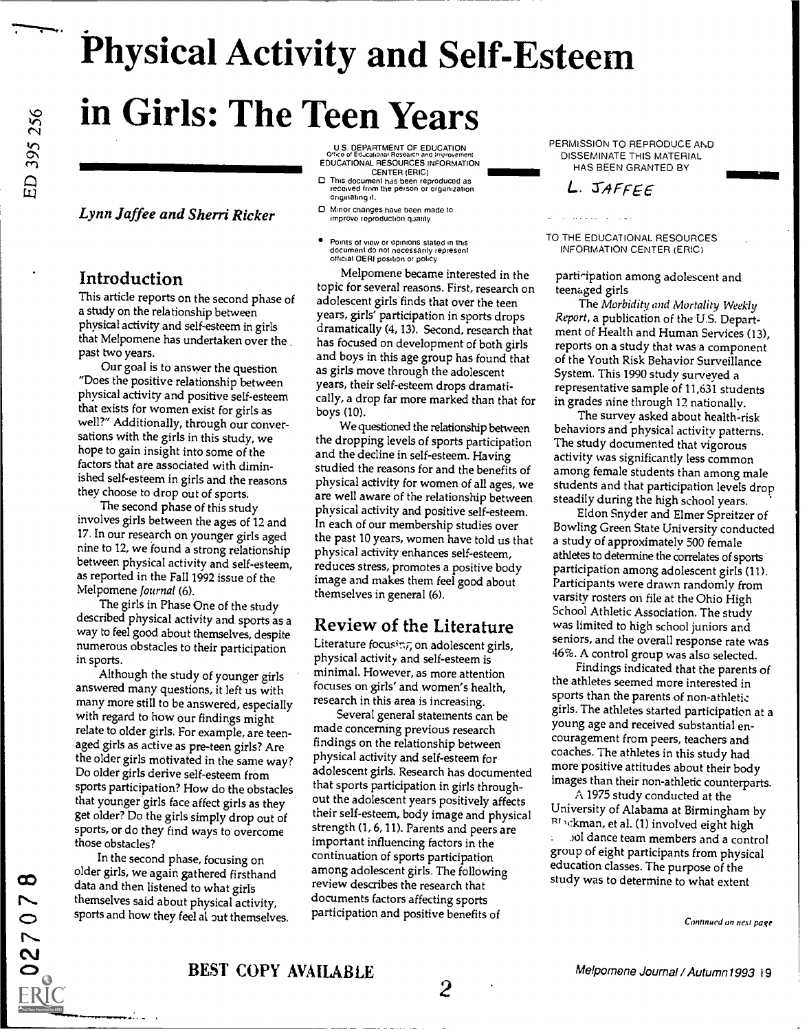# Physical Activity and Self-Esteem in Girls: The Teen Years

*Lynn Jaffee and Sherri Ricker*

## Introduction

This article reports on the second phase of a study on the relationship between physical activity and self-esteem in girls that Melpomene has undertaken over the past two years.

Our goal is to answer the question "Does the positive relationship between physical activity and positive self-esteem that exists for women exist for girls as well?" Additionally, through our conversations with the girls in this study, we hope to gain insight into some of the factors that are associated with diminished self-esteem in girls and the reasons they choose to drop out of sports.

The second phase of this study involves girls between the ages of 12 and 17. In our research on younger girls aged nine to 12, we found a strong relationship between physical activity and self-esteem, as reported in the Fall 1992 issue of the Melpomene *Journal* (6).

The girls in Phase One of the study described physical activity and sports as a way to feel good about themselves, despite numerous obstacles to their participation in sports.

Although the study of younger girls answered many questions, it left us with many more still to be answered, especially with regard to how our findings might relate to older girls. For example, are teen-aged girls as active as pre-teen girls? Are the older girls motivated in the same way? Do older girls derive self-esteem from sports participation? How do the obstacles that younger girls face affect girls as they get older? Do the girls simply drop out of sports, or do they find ways to overcome those obstacles?

In the second phase, focusing on older girls, we again gathered firsthand data and then listened to what girls themselves said about physical activity, sports and how they feel about themselves.

Melpomene became interested in the topic for several reasons. First, research on adolescent girls finds that over the teen years, girls' participation in sports drops dramatically (4, 13). Second, research that has focused on development of both girls and boys in this age group has found that as girls move through the adolescent years, their self-esteem drops dramatically, a drop far more marked than that for boys (10).

We questioned the relationship between the dropping levels of sports participation and the decline in self-esteem. Having studied the reasons for and the benefits of physical activity for women of all ages, we are well aware of the relationship between physical activity and positive self-esteem. In each of our membership studies over the past 10 years, women have told us that physical activity enhances self-esteem, reduces stress, promotes a positive body image and makes them feel good about themselves in general (6).

## Review of the Literature

Literature focusing on adolescent girls, physical activity and self-esteem is minimal. However, as more attention focuses on girls' and women's health, research in this area is increasing.

Several general statements can be made concerning previous research findings on the relationship between physical activity and self-esteem for adolescent girls. Research has documented that sports participation in girls throughout the adolescent years positively affects their self-esteem, body image and physical strength (1, 6, 11). Parents and peers are important influencing factors in the continuation of sports participation among adolescent girls. The following review describes the research that documents factors affecting sports participation and positive benefits of participation among adolescent and teenaged girls

The *Morbidity and Mortality Weekly Report*, a publication of the U.S. Department of Health and Human Services (13), reports on a study that was a component of the Youth Risk Behavior Surveillance System. This 1990 study surveyed a representative sample of 11,631 students in grades nine through 12 nationally.

The survey asked about health-risk behaviors and physical activity patterns. The study documented that vigorous activity was significantly less common among female students than among male students and that participation levels drop steadily during the high school years.

Eldon Snyder and Elmer Spreitzer of Bowling Green State University conducted a study of approximately 500 female athletes to determine the correlates of sports participation among adolescent girls (11). Participants were drawn randomly from varsity rosters on file at the Ohio High School Athletic Association. The study was limited to high school juniors and seniors, and the overall response rate was 46%. A control group was also selected.

Findings indicated that the parents of the athletes seemed more interested in sports than the parents of non-athletic girls. The athletes started participation at a young age and received substantial encouragement from peers, teachers and coaches. The athletes in this study had more positive attitudes about their body images than their non-athletic counterparts.

A 1975 study conducted at the University of Alabama at Birmingham by Blackman, et al. (1) involved eight high school dance team members and a control group of eight participants from physical education classes. The purpose of the study was to determine to what extent

*Continued on next page*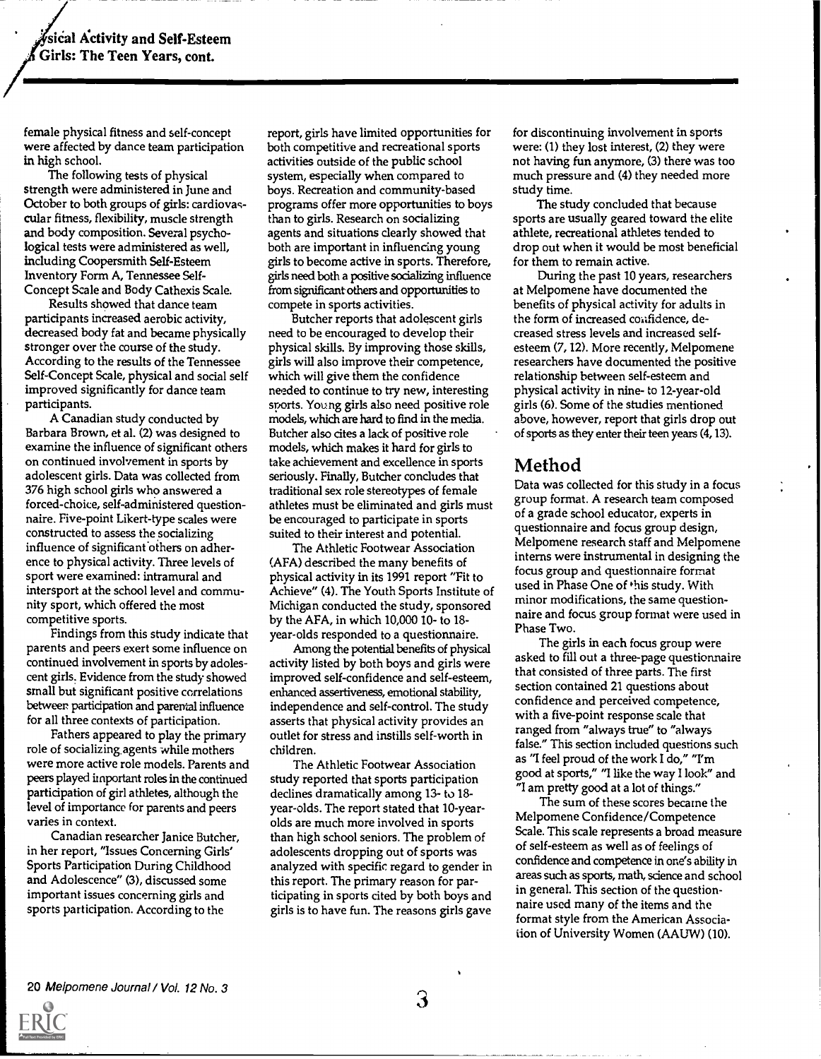female physical fitness and self-concept were affected by dance team participation in high school.

The following tests of physical strength were administered in June and October to both groups of girls: cardiovascular fitness, flexibility, muscle strength and body composition. Several psychological tests were administered as well, including Coopersmith Self-Esteem Inventory Form A, Tennessee Self-Concept Scale and Body Cathexis Scale.

Results showed that dance team participants increased aerobic activity, decreased body fat and became physically stronger over the course of the study. According to the results of the Tennessee Self-Concept Scale, physical and social self improved significantly for dance team participants.

A Canadian study conducted by Barbara Brown, et al. (2) was designed to examine the influence of significant others on continued involvement in sports by adolescent girls. Data was collected from 376 high school girls who answered a forced-choice, self-administered questionnaire. Five-point Likert-type scales were constructed to assess the socializing influence of significant others on adherence to physical activity. Three levels of sport were examined: intramural and intersport at the school level and community sport, which offered the most competitive sports.

Findings from this study indicate that parents and peers exert some influence on continued involvement in sports by adolescent girls. Evidence from the study showed small but significant positive correlations between participation and parental influence for all three contexts of participation.

Fathers appeared to play the primary role of socializing agents while mothers were more active role models. Parents and peers played important roles in the continued participation of girl athletes, although the level of importance for parents and peers varies in context.

Canadian researcher Janice Butcher, in her report, "Issues Concerning Girls' Sports Participation During Childhood and Adolescence" (3), discussed some important issues concerning girls and sports participation. According to the report, girls have limited opportunities for both competitive and recreational sports activities outside of the public school system, especially when compared to boys. Recreation and community-based programs offer more opportunities to boys than to girls. Research on socializing agents and situations clearly showed that both are important in influencing young girls to become active in sports. Therefore, girls need both a positive socializing influence from significant others and opportunities to compete in sports activities.

Butcher reports that adolescent girls need to be encouraged to develop their physical skills. By improving those skills, girls will also improve their competence, which will give them the confidence needed to continue to try new, interesting sports. Young girls also need positive role models, which are hard to find in the media. Butcher also cites a lack of positive role models, which makes it hard for girls to take achievement and excellence in sports seriously. Finally, Butcher concludes that traditional sex role stereotypes of female athletes must be eliminated and girls must be encouraged to participate in sports suited to their interest and potential.

The Athletic Footwear Association (AFA) described the many benefits of physical activity in its 1991 report "Fit to Achieve" (4). The Youth Sports Institute of Michigan conducted the study, sponsored by the AFA, in which 10,000 10- to 18-year-olds responded to a questionnaire.

Among the potential benefits of physical activity listed by both boys and girls were improved self-confidence and self-esteem, enhanced assertiveness, emotional stability, independence and self-control. The study asserts that physical activity provides an outlet for stress and instills self-worth in children.

The Athletic Footwear Association study reported that sports participation declines dramatically among 13- to 18-year-olds. The report stated that 10-year-olds are much more involved in sports than high school seniors. The problem of adolescents dropping out of sports was analyzed with specific regard to gender in this report. The primary reason for participating in sports cited by both boys and girls is to have fun. The reasons girls gave for discontinuing involvement in sports were: (1) they lost interest, (2) they were not having fun anymore, (3) there was too much pressure and (4) they needed more study time.

The study concluded that because sports are usually geared toward the elite athlete, recreational athletes tended to drop out when it would be most beneficial for them to remain active.

During the past 10 years, researchers at Melpomene have documented the benefits of physical activity for adults in the form of increased confidence, decreased stress levels and increased self-esteem (7, 12). More recently, Melpomene researchers have documented the positive relationship between self-esteem and physical activity in nine- to 12-year-old girls (6). Some of the studies mentioned above, however, report that girls drop out of sports as they enter their teen years (4, 13).

## Method

Data was collected for this study in a focus group format. A research team composed of a grade school educator, experts in questionnaire and focus group design, Melpomene research staff and Melpomene interns were instrumental in designing the focus group and questionnaire format used in Phase One of this study. With minor modifications, the same questionnaire and focus group format were used in Phase Two.

The girls in each focus group were asked to fill out a three-page questionnaire that consisted of three parts. The first section contained 21 questions about confidence and perceived competence, with a five-point response scale that ranged from "always true" to "always false." This section included questions such as "I feel proud of the work I do," "I'm good at sports," "I like the way I look" and "I am pretty good at a lot of things."

The sum of these scores became the Melpomene Confidence/Competence Scale. This scale represents a broad measure of self-esteem as well as of feelings of confidence and competence in one's ability in areas such as sports, math, science and school in general. This section of the questionnaire used many of the items and the format style from the American Association of University Women (AAUW) (10).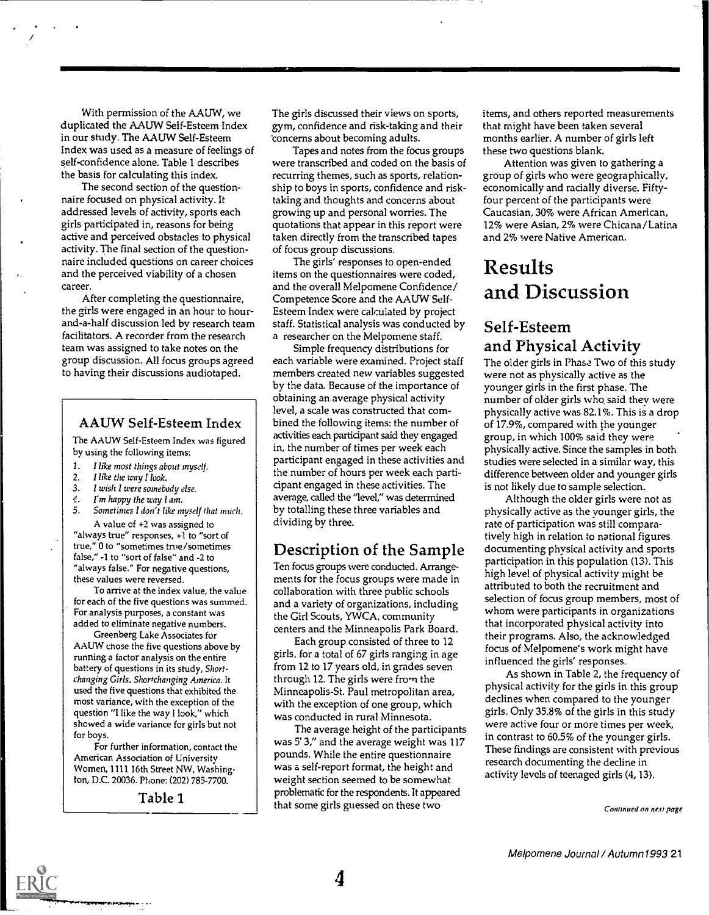With permission of the AAUW, we duplicated the AAUW Self-Esteem Index in our study. The AAUW Self-Esteem Index was used as a measure of feelings of self-confidence alone. Table 1 describes the basis for calculating this index.

The second section of the questionnaire focused on physical activity. It addressed levels of activity, sports each girls participated in, reasons for being active and perceived obstacles to physical activity. The final section of the questionnaire included questions on career choices and the perceived viability of a chosen career.

After completing the questionnaire, the girls were engaged in an hour to hour-and-a-half discussion led by research team facilitators. A recorder from the research team was assigned to take notes on the group discussion. All focus groups agreed to having their discussions audiotaped.

> **AAUW Self-Esteem Index**
>
> The AAUW Self-Esteem Index was figured by using the following items:
>
> 1. *I like most things about myself.*
> 2. *I like the way I look.*
> 3. *I wish I were somebody else.*
> 4. *I'm happy the way I am.*
> 5. *Sometimes I don't like myself that much.*
>
> A value of +2 was assigned to "always true" responses, +1 to "sort of true," 0 to "sometimes true/sometimes false," -1 to "sort of false" and -2 to "always false." For negative questions, these values were reversed.
>
> To arrive at the index value, the value for each of the five questions was summed. For analysis purposes, a constant was added to eliminate negative numbers.
>
> Greenberg Lake Associates for AAUW chose the five questions above by running a factor analysis on the entire battery of questions in its study, *Shortchanging Girls, Shortchanging America*. It used the five questions that exhibited the most variance, with the exception of the question "I like the way I look," which showed a wide variance for girls but not for boys.
>
> For further information, contact the American Association of University Women, 1111 16th Street NW, Washington, D.C. 20036. Phone: (202) 785-7700.
>
> **Table 1**

The girls discussed their views on sports, gym, confidence and risk-taking and their concerns about becoming adults.

Tapes and notes from the focus groups were transcribed and coded on the basis of recurring themes, such as sports, relationship to boys in sports, confidence and risk-taking and thoughts and concerns about growing up and personal worries. The quotations that appear in this report were taken directly from the transcribed tapes of focus group discussions.

The girls' responses to open-ended items on the questionnaires were coded, and the overall Melpomene Confidence/Competence Score and the AAUW Self-Esteem Index were calculated by project staff. Statistical analysis was conducted by a researcher on the Melpomene staff.

Simple frequency distributions for each variable were examined. Project staff members created new variables suggested by the data. Because of the importance of obtaining an average physical activity level, a scale was constructed that combined the following items: the number of activities each participant said they engaged in, the number of times per week each participant engaged in these activities and the number of hours per week each participant engaged in these activities. The average, called the "level," was determined by totalling these three variables and dividing by three.

## Description of the Sample

Ten focus groups were conducted. Arrangements for the focus groups were made in collaboration with three public schools and a variety of organizations, including the Girl Scouts, YWCA, community centers and the Minneapolis Park Board.

Each group consisted of three to 12 girls, for a total of 67 girls ranging in age from 12 to 17 years old, in grades seven through 12. The girls were from the Minneapolis-St. Paul metropolitan area, with the exception of one group, which was conducted in rural Minnesota.

The average height of the participants was 5' 3," and the average weight was 117 pounds. While the entire questionnaire was a self-report format, the height and weight section seemed to be somewhat problematic for the respondents. It appeared that some girls guessed on these two items, and others reported measurements that might have been taken several months earlier. A number of girls left these two questions blank.

Attention was given to gathering a group of girls who were geographically, economically and racially diverse. Fifty-four percent of the participants were Caucasian, 30% were African American, 12% were Asian, 2% were Chicana/Latina and 2% were Native American.

# Results and Discussion

## Self-Esteem and Physical Activity

The older girls in Phase Two of this study were not as physically active as the younger girls in the first phase. The number of older girls who said they were physically active was 82.1%. This is a drop of 17.9%, compared with the younger group, in which 100% said they were physically active. Since the samples in both studies were selected in a similar way, this difference between older and younger girls is not likely due to sample selection.

Although the older girls were not as physically active as the younger girls, the rate of participation was still comparatively high in relation to national figures documenting physical activity and sports participation in this population (13). This high level of physical activity might be attributed to both the recruitment and selection of focus group members, most of whom were participants in organizations that incorporated physical activity into their programs. Also, the acknowledged focus of Melpomene's work might have influenced the girls' responses.

As shown in Table 2, the frequency of physical activity for the girls in this group declines when compared to the younger girls. Only 35.8% of the girls in this study were active four or more times per week, in contrast to 60.5% of the younger girls. These findings are consistent with previous research documenting the decline in activity levels of teenaged girls (4, 13).

*Continued on next page*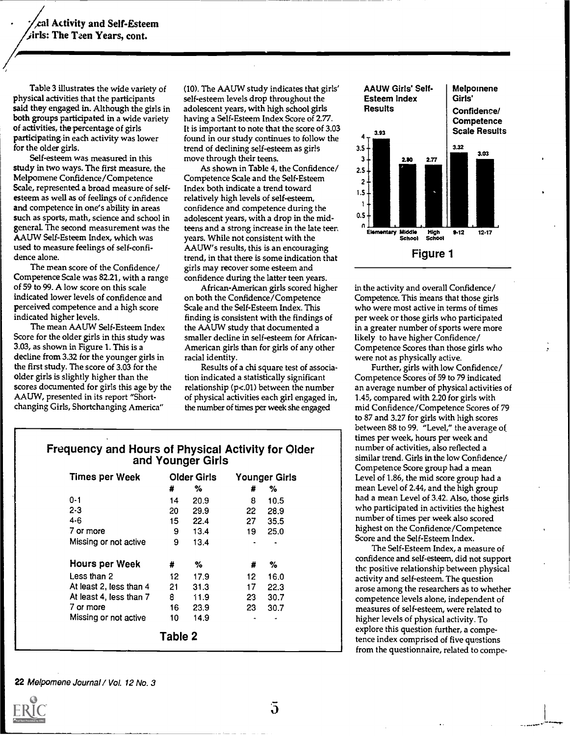Table 3 illustrates the wide variety of physical activities that the participants said they engaged in. Although the girls in both groups participated in a wide variety of activities, the percentage of girls participating in each activity was lower for the older girls.

Self-esteem was measured in this study in two ways. The first measure, the Melpomene Confidence/Competence Scale, represented a broad measure of self-esteem as well as of feelings of confidence and competence in one's ability in areas such as sports, math, science and school in general. The second measurement was the AAUW Self-Esteem Index, which was used to measure feelings of self-confidence alone.

The mean score of the Confidence/Competence Scale was 82.21, with a range of 59 to 99. A low score on this scale indicated lower levels of confidence and perceived competence and a high score indicated higher levels.

The mean AAUW Self-Esteem Index Score for the older girls in this study was 3.03, as shown in Figure 1. This is a decline from 3.32 for the younger girls in the first study. The score of 3.03 for the older girls is slightly higher than the scores documented for girls this age by the AAUW, presented in its report "Shortchanging Girls, Shortchanging America" (10). The AAUW study indicates that girls' self-esteem levels drop throughout the adolescent years, with high school girls having a Self-Esteem Index Score of 2.77. It is important to note that the score of 3.03 found in our study continues to follow the trend of declining self-esteem as girls move through their teens.

As shown in Table 4, the Confidence/Competence Scale and the Self-Esteem Index both indicate a trend toward relatively high levels of self-esteem, confidence and competence during the adolescent years, with a drop in the mid-teens and a strong increase in the late teen years. While not consistent with the AAUW's results, this is an encouraging trend, in that there is some indication that girls may recover some esteem and confidence during the latter teen years.

African-American girls scored higher on both the Confidence/Competence Scale and the Self-Esteem Index. This finding is consistent with the findings of the AAUW study that documented a smaller decline in self-esteem for African-American girls than for girls of any other racial identity.

Results of a chi square test of association indicated a statistically significant relationship ($p<.01$) between the number of physical activities each girl engaged in, the number of times per week she engaged in the activity and overall Confidence/Competence. This means that those girls who were most active in terms of times per week or those girls who participated in a greater number of sports were more likely to have higher Confidence/Competence Scores than those girls who were not as physically active.

Further, girls with low Confidence/Competence Scores of 59 to 79 indicated an average number of physical activities of 1.45, compared with 2.20 for girls with mid Confidence/Competence Scores of 79 to 87 and 3.27 for girls with high scores between 88 to 99. "Level," the average of times per week, hours per week and number of activities, also reflected a similar trend. Girls in the low Confidence/Competence Score group had a mean Level of 1.86, the mid score group had a mean Level of 2.44, and the high group had a mean Level of 3.42. Also, those girls who participated in activities the highest number of times per week also scored highest on the Confidence/Competence Score and the Self-Esteem Index.

The Self-Esteem Index, a measure of confidence and self-esteem, did not support the positive relationship between physical activity and self-esteem. The question arose among the researchers as to whether competence levels alone, independent of measures of self-esteem, were related to higher levels of physical activity. To explore this question further, a competence index comprised of five questions from the questionnaire, related to compe-

**AAUW Girls' Self-Esteem Index Results** | **Melpomene Girls' Confidence/Competence Scale Results**

| Group | Score |
|---|---|
| Elementary | 3.93 |
| Middle School | 2.80 |
| High School | 2.77 |
| 9-12 | 3.32 |
| 12-17 | 3.03 |

**Figure 1**

## Frequency and Hours of Physical Activity for Older and Younger Girls

| Times per Week | Older Girls # | Older Girls % | Younger Girls # | Younger Girls % |
|---|---|---|---|---|
| 0-1 | 14 | 20.9 | 8 | 10.5 |
| 2-3 | 20 | 29.9 | 22 | 28.9 |
| 4-6 | 15 | 22.4 | 27 | 35.5 |
| 7 or more | 9 | 13.4 | 19 | 25.0 |
| Missing or not active | 9 | 13.4 | - | - |
| **Hours per Week** | **#** | **%** | **#** | **%** |
| Less than 2 | 12 | 17.9 | 12 | 16.0 |
| At least 2, less than 4 | 21 | 31.3 | 17 | 22.3 |
| At least 4, less than 7 | 8 | 11.9 | 23 | 30.7 |
| 7 or more | 16 | 23.9 | 23 | 30.7 |
| Missing or not active | 10 | 14.9 | - | - |

**Table 2**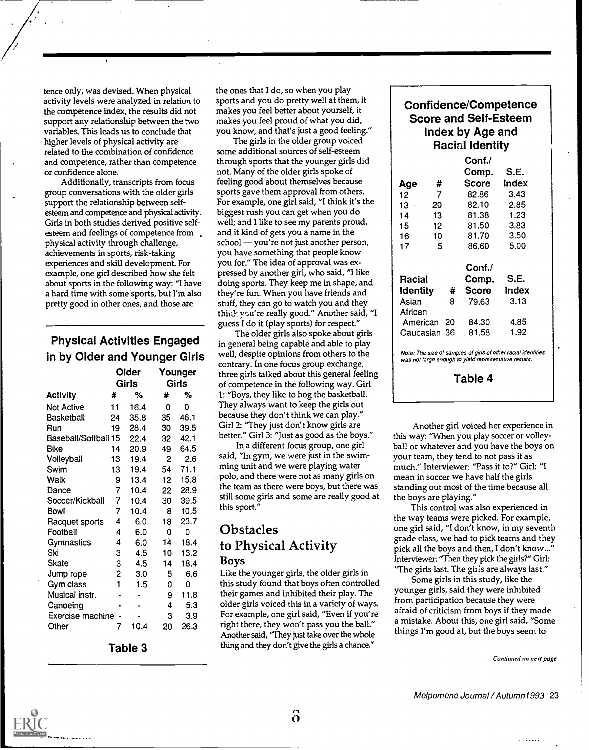tence only, was devised. When physical activity levels were analyzed in relation to the competence index, the results did not support any relationship between the two variables. This leads us to conclude that higher levels of physical activity are related to the combination of confidence and competence, rather than competence or confidence alone.

Additionally, transcripts from focus group conversations with the older girls support the relationship between self-esteem and competence and physical activity. Girls in both studies derived positive self-esteem and feelings of competence from physical activity through challenge, achievements in sports, risk-taking experiences and skill development. For example, one girl described how she felt about sports in the following way: "I have a hard time with some sports, but I'm also pretty good in other ones, and those are the ones that I do, so when you play sports and you do pretty well at them, it makes you feel better about yourself, it makes you feel proud of what you did, you know, and that's just a good feeling."

The girls in the older group voiced some additional sources of self-esteem through sports that the younger girls did not. Many of the older girls spoke of feeling good about themselves because sports gave them approval from others. For example, one girl said, "I think it's the biggest rush you can get when you do well; and I like to see my parents proud, and it kind of gets you a name in the school — you're not just another person, you have something that people know you for." The idea of approval was expressed by another girl, who said, "I like doing sports. They keep me in shape, and they're fun. When you have friends and stuff, they can go to watch you and they think you're really good." Another said, "I guess I do it (play sports) for respect."

The older girls also spoke about girls in general being capable and able to play well, despite opinions from others to the contrary. In one focus group exchange, three girls talked about this general feeling of competence in the following way. Girl 1: "Boys, they like to hog the basketball. They always want to keep the girls out because they don't think we can play." Girl 2: "They just don't know girls are better." Girl 3: "Just as good as the boys."

In a different focus group, one girl said, "In gym, we were just in the swimming unit and we were playing water polo, and there were not as many girls on the team as there were boys, but there was still some girls and some are really good at this sport."

## Physical Activities Engaged in by Older and Younger Girls

| | Older Girls | | Younger Girls | |
|---|---|---|---|---|
| **Activity** | **#** | **%** | **#** | **%** |
| Not Active | 11 | 16.4 | 0 | 0 |
| Basketball | 24 | 35.8 | 35 | 46.1 |
| Run | 19 | 28.4 | 30 | 39.5 |
| Baseball/Softball | 15 | 22.4 | 32 | 42.1 |
| Bike | 14 | 20.9 | 49 | 64.5 |
| Volleyball | 13 | 19.4 | 2 | 2.6 |
| Swim | 13 | 19.4 | 54 | 71.1 |
| Walk | 9 | 13.4 | 12 | 15.8 |
| Dance | 7 | 10.4 | 22 | 28.9 |
| Soccer/Kickball | 7 | 10.4 | 30 | 39.5 |
| Bowl | 7 | 10.4 | 8 | 10.5 |
| Racquet sports | 4 | 6.0 | 18 | 23.7 |
| Football | 4 | 6.0 | 0 | 0 |
| Gymnastics | 4 | 6.0 | 14 | 18.4 |
| Ski | 3 | 4.5 | 10 | 13.2 |
| Skate | 3 | 4.5 | 14 | 18.4 |
| Jump rope | 2 | 3.0 | 5 | 6.6 |
| Gym class | 1 | 1.5 | 0 | 0 |
| Musical instr. | - | - | 9 | 11.8 |
| Canoeing | - | - | 4 | 5.3 |
| Exercise machine | - | - | 3 | 3.9 |
| Other | 7 | 10.4 | 20 | 26.3 |

**Table 3**

## Obstacles to Physical Activity

### Boys

Like the younger girls, the older girls in this study found that boys often controlled their games and inhibited their play. The older girls voiced this in a variety of ways. For example, one girl said, "Even if you're right there, they won't pass you the ball." Another said, "They just take over the whole thing and they don't give the girls a chance."

## Confidence/Competence Score and Self-Esteem Index by Age and Racial Identity

| Age | # | Conf./Comp. Score | S.E. Index |
|---|---|---|---|
| 12 | 7 | 82.86 | 3.43 |
| 13 | 20 | 82.10 | 2.85 |
| 14 | 13 | 81.38 | 1.23 |
| 15 | 12 | 81.50 | 3.83 |
| 16 | 10 | 81.70 | 3.50 |
| 17 | 5 | 86.60 | 5.00 |

| Racial Identity | # | Conf./Comp. Score | S.E. Index |
|---|---|---|---|
| Asian | 8 | 79.63 | 3.13 |
| African American | 20 | 84.30 | 4.85 |
| Caucasian | 36 | 81.58 | 1.92 |

*Note: The size of samples of girls of other racial identities was not large enough to yield representative results.*

**Table 4**

Another girl voiced her experience in this way: "When you play soccer or volleyball or whatever and you have the boys on your team, they tend to not pass it as much." Interviewer: "Pass it to?" Girl: "I mean in soccer we have half the girls standing out most of the time because all the boys are playing."

This control was also experienced in the way teams were picked. For example, one girl said, "I don't know, in my seventh grade class, we had to pick teams and they pick all the boys and then, I don't know..." Interviewer: "Then they pick the girls?" Girl: "The girls last. The girls are always last."

Some girls in this study, like the younger girls, said they were inhibited from participation because they were afraid of criticism from boys if they made a mistake. About this, one girl said, "Some things I'm good at, but the boys seem to

*Continued on next page*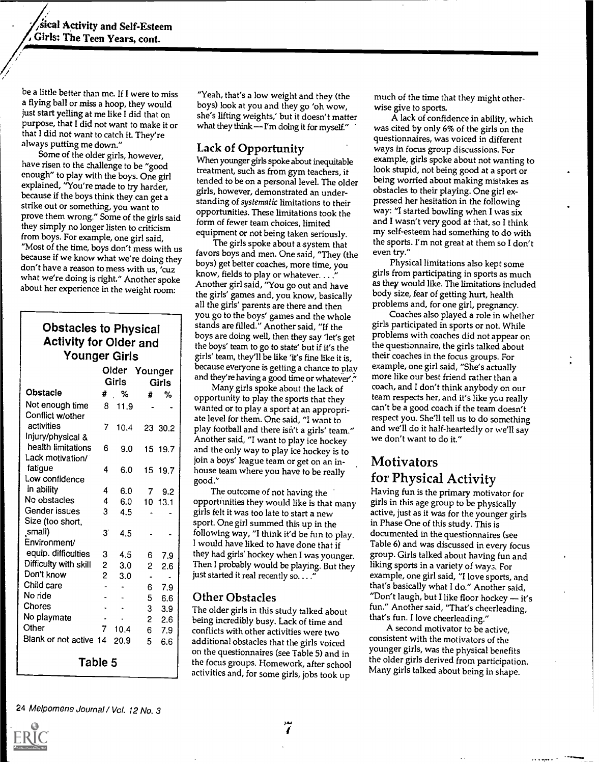be a little better than me. If I were to miss a flying ball or miss a hoop, they would just start yelling at me like I did that on purpose, that I did not want to make it or that I did not want to catch it. They're always putting me down."

Some of the older girls, however, have risen to the challenge to be "good enough" to play with the boys. One girl explained, "You're made to try harder, because if the boys think they can get a strike out or something, you want to prove them wrong." Some of the girls said they simply no longer listen to criticism from boys. For example, one girl said, "Most of the time, boys don't mess with us because if we know what we're doing they don't have a reason to mess with us, 'cuz what we're doing is right." Another spoke about her experience in the weight room:

"Yeah, that's a low weight and they (the boys) look at you and they go 'oh wow, she's lifting weights,' but it doesn't matter what they think — I'm doing it for myself."

## Lack of Opportunity

When younger girls spoke about inequitable treatment, such as from gym teachers, it tended to be on a personal level. The older girls, however, demonstrated an understanding of *systematic* limitations to their opportunities. These limitations took the form of fewer team choices, limited equipment or not being taken seriously.

The girls spoke about a system that favors boys and men. One said, "They (the boys) get better coaches, more time, you know, fields to play or whatever. . . ." Another girl said, "You go out and have the girls' games and, you know, basically all the girls' parents are there and then you go to the boys' games and the whole stands are filled." Another said, "If the boys are doing well, then they say 'let's get the boys' team to go to state' but if it's the girls' team, they'll be like 'it's fine like it is, because everyone is getting a chance to play and they're having a good time or whatever'."

Many girls spoke about the lack of opportunity to play the sports that they wanted or to play a sport at an appropriate level for them. One said, "I want to play football and there isn't a girls' team." Another said, "I want to play ice hockey and the only way to play ice hockey is to join a boys' league team or get on an in-house team where you have to be really good."

The outcome of not having the opportunities they would like is that many girls felt it was too late to start a new sport. One girl summed this up in the following way, "I think it'd be fun to play. I would have liked to have done that if they had girls' hockey when I was younger. Then I probably would be playing. But they just started it real recently so. . . ."

## Other Obstacles

The older girls in this study talked about being incredibly busy. Lack of time and conflicts with other activities were two additional obstacles that the girls voiced on the questionnaires (see Table 5) and in the focus groups. Homework, after school activities and, for some girls, jobs took up much of the time that they might otherwise give to sports.

A lack of confidence in ability, which was cited by only 6% of the girls on the questionnaires, was voiced in different ways in focus group discussions. For example, girls spoke about not wanting to look stupid, not being good at a sport or being worried about making mistakes as obstacles to their playing. One girl expressed her hesitation in the following way: "I started bowling when I was six and I wasn't very good at that, so I think my self-esteem had something to do with the sports. I'm not great at them so I don't even try."

Physical limitations also kept some girls from participating in sports as much as they would like. The limitations included body size, fear of getting hurt, health problems and, for one girl, pregnancy.

Coaches also played a role in whether girls participated in sports or not. While problems with coaches did not appear on the questionnaire, the girls talked about their coaches in the focus groups. For example, one girl said, "She's actually more like our best friend rather than a coach, and I don't think anybody on our team respects her, and it's like you really can't be a good coach if the team doesn't respect you. She'll tell us to do something and we'll do it half-heartedly or we'll say we don't want to do it."

**Obstacles to Physical Activity for Older and Younger Girls**

| Obstacle | Older Girls # | Older Girls % | Younger Girls # | Younger Girls % |
|---|---|---|---|---|
| Not enough time | 8 | 11.9 | - | - |
| Conflict w/other activities | 7 | 10.4 | 23 | 30.2 |
| Injury/physical & health limitations | 6 | 9.0 | 15 | 19.7 |
| Lack motivation/ fatigue | 4 | 6.0 | 15 | 19.7 |
| Low confidence in ability | 4 | 6.0 | 7 | 9.2 |
| No obstacles | 4 | 6.0 | 10 | 13.1 |
| Gender issues | 3 | 4.5 | - | - |
| Size (too short, small) | 3 | 4.5 | - | - |
| Environment/ equip. difficulties | 3 | 4.5 | 6 | 7.9 |
| Difficulty with skill | 2 | 3.0 | 2 | 2.6 |
| Don't know | 2 | 3.0 | - | - |
| Child care | - | - | 6 | 7.9 |
| No ride | - | - | 5 | 6.6 |
| Chores | - | - | 3 | 3.9 |
| No playmate | - | - | 2 | 2.6 |
| Other | 7 | 10.4 | 6 | 7.9 |
| Blank or not active | 14 | 20.9 | 5 | 6.6 |

Table 5

## Motivators for Physical Activity

Having fun is the primary motivator for girls in this age group to be physically active, just as it was for the younger girls in Phase One of this study. This is documented in the questionnaires (see Table 6) and was discussed in every focus group. Girls talked about having fun and liking sports in a variety of ways. For example, one girl said, "I love sports, and that's basically what I do." Another said, "Don't laugh, but I like floor hockey — it's fun." Another said, "That's cheerleading, that's fun. I love cheerleading."

A second motivator to be active, consistent with the motivators of the younger girls, was the physical benefits the older girls derived from participation. Many girls talked about being in shape.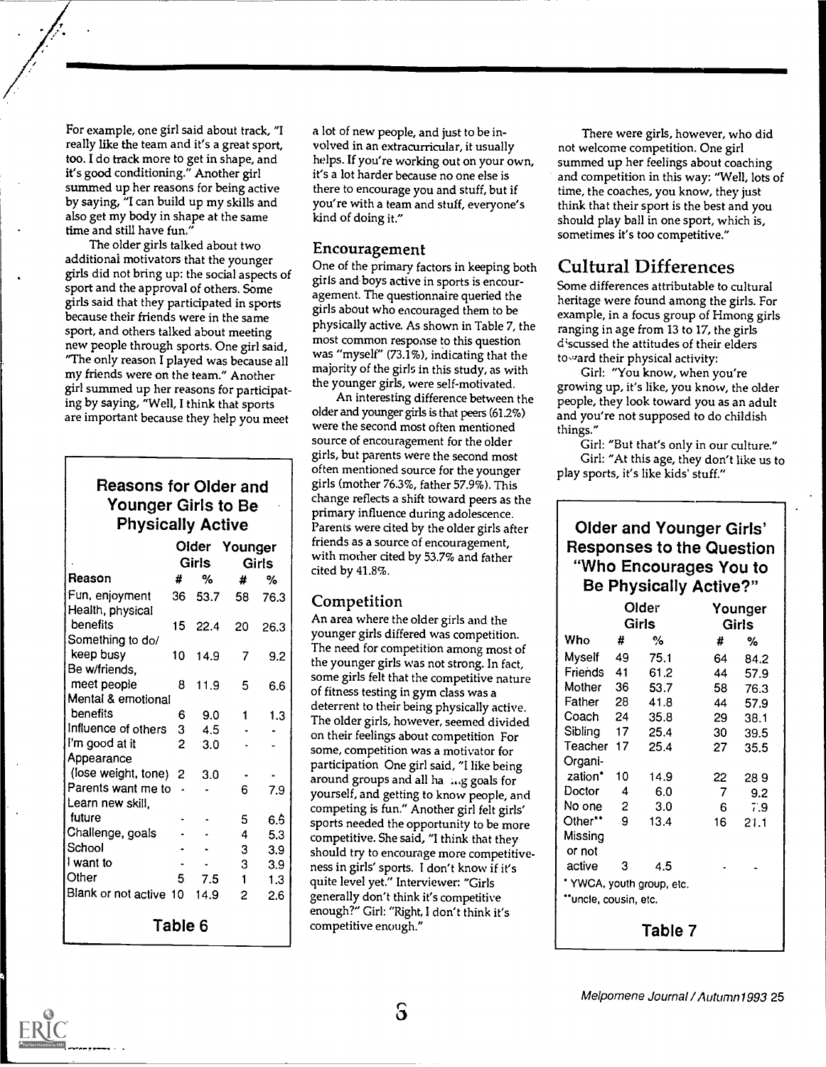For example, one girl said about track, "I really like the team and it's a great sport, too. I do track more to get in shape, and it's good conditioning." Another girl summed up her reasons for being active by saying, "I can build up my skills and also get my body in shape at the same time and still have fun."

The older girls talked about two additional motivators that the younger girls did not bring up: the social aspects of sport and the approval of others. Some girls said that they participated in sports because their friends were in the same sport, and others talked about meeting new people through sports. One girl said, "The only reason I played was because all my friends were on the team." Another girl summed up her reasons for participating by saying, "Well, I think that sports are important because they help you meet a lot of new people, and just to be involved in an extracurricular, it usually helps. If you're working out on your own, it's a lot harder because no one else is there to encourage you and stuff, but if you're with a team and stuff, everyone's kind of doing it."

### Reasons for Older and Younger Girls to Be Physically Active

| Reason | Older Girls # | Older Girls % | Younger Girls # | Younger Girls % |
|---|---|---|---|---|
| Fun, enjoyment | 36 | 53.7 | 58 | 76.3 |
| Health, physical benefits | 15 | 22.4 | 20 | 26.3 |
| Something to do/ keep busy | 10 | 14.9 | 7 | 9.2 |
| Be w/friends, meet people | 8 | 11.9 | 5 | 6.6 |
| Mental & emotional benefits | 6 | 9.0 | 1 | 1.3 |
| Influence of others | 3 | 4.5 | - | - |
| I'm good at it | 2 | 3.0 | - | - |
| Appearance (lose weight, tone) | 2 | 3.0 | - | - |
| Parents want me to | - | - | 6 | 7.9 |
| Learn new skill, future | - | - | 5 | 6.6 |
| Challenge, goals | - | - | 4 | 5.3 |
| School | - | - | 3 | 3.9 |
| I want to | - | - | 3 | 3.9 |
| Other | 5 | 7.5 | 1 | 1.3 |
| Blank or not active | 10 | 14.9 | 2 | 2.6 |

Table 6

## Encouragement

One of the primary factors in keeping both girls and boys active in sports is encouragement. The questionnaire queried the girls about who encouraged them to be physically active. As shown in Table 7, the most common response to this question was "myself" (73.1%), indicating that the majority of the girls in this study, as with the younger girls, were self-motivated.

An interesting difference between the older and younger girls is that peers (61.2%) were the second most often mentioned source of encouragement for the older girls, but parents were the second most often mentioned source for the younger girls (mother 76.3%, father 57.9%). This change reflects a shift toward peers as the primary influence during adolescence. Parents were cited by the older girls after friends as a source of encouragement, with mother cited by 53.7% and father cited by 41.8%.

## Competition

An area where the older girls and the younger girls differed was competition. The need for competition among most of the younger girls was not strong. In fact, some girls felt that the competitive nature of fitness testing in gym class was a deterrent to their being physically active. The older girls, however, seemed divided on their feelings about competition For some, competition was a motivator for participation One girl said, "I like being around groups and all ha ...g goals for yourself, and getting to know people, and competing is fun." Another girl felt girls' sports needed the opportunity to be more competitive. She said, "I think that they should try to encourage more competitiveness in girls' sports. I don't know if it's quite level yet." Interviewer: "Girls generally don't think it's competitive enough?" Girl: "Right, I don't think it's competitive enough."

There were girls, however, who did not welcome competition. One girl summed up her feelings about coaching and competition in this way: "Well, lots of time, the coaches, you know, they just think that their sport is the best and you should play ball in one sport, which is, sometimes it's too competitive."

# Cultural Differences

Some differences attributable to cultural heritage were found among the girls. For example, in a focus group of Hmong girls ranging in age from 13 to 17, the girls discussed the attitudes of their elders toward their physical activity:

Girl: "You know, when you're growing up, it's like, you know, the older people, they look toward you as an adult and you're not supposed to do childish things."

Girl: "But that's only in our culture."

Girl: "At this age, they don't like us to play sports, it's like kids' stuff."

### Older and Younger Girls' Responses to the Question "Who Encourages You to Be Physically Active?"

| Who | Older Girls # | Older Girls % | Younger Girls # | Younger Girls % |
|---|---|---|---|---|
| Myself | 49 | 75.1 | 64 | 84.2 |
| Friends | 41 | 61.2 | 44 | 57.9 |
| Mother | 36 | 53.7 | 58 | 76.3 |
| Father | 28 | 41.8 | 44 | 57.9 |
| Coach | 24 | 35.8 | 29 | 38.1 |
| Sibling | 17 | 25.4 | 30 | 39.5 |
| Teacher | 17 | 25.4 | 27 | 35.5 |
| Organization* | 10 | 14.9 | 22 | 28.9 |
| Doctor | 4 | 6.0 | 7 | 9.2 |
| No one | 2 | 3.0 | 6 | 7.9 |
| Other** | 9 | 13.4 | 16 | 21.1 |
| Missing or not active | 3 | 4.5 | - | - |

* YWCA, youth group, etc.

**uncle, cousin, etc.

Table 7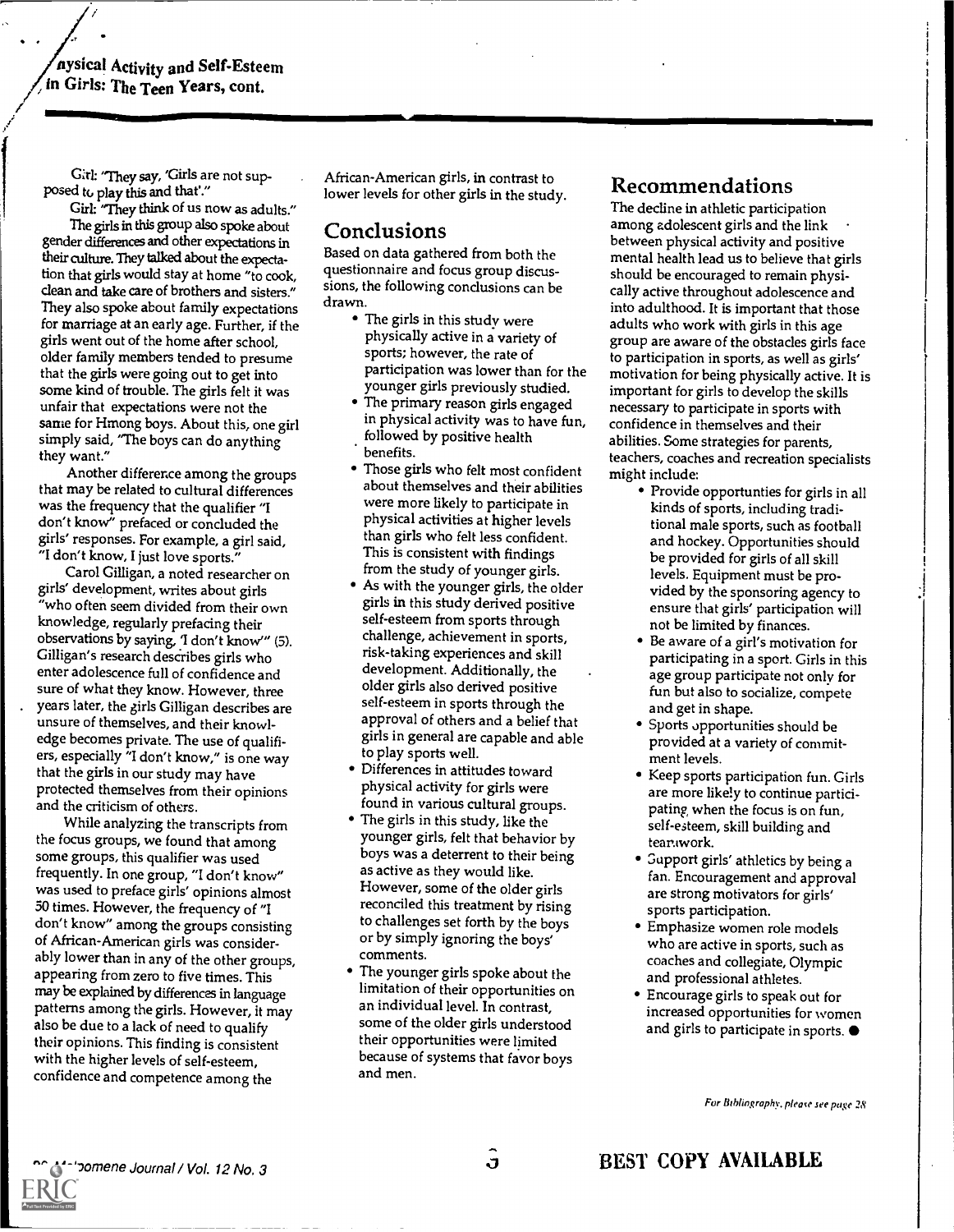Girl: "They say, 'Girls are not supposed to play this and that'."

Girl: "They think of us now as adults."

The girls in this group also spoke about gender differences and other expectations in their culture. They talked about the expectation that girls would stay at home "to cook, clean and take care of brothers and sisters." They also spoke about family expectations for marriage at an early age. Further, if the girls went out of the home after school, older family members tended to presume that the girls were going out to get into some kind of trouble. The girls felt it was unfair that expectations were not the same for Hmong boys. About this, one girl simply said, "The boys can do anything they want."

Another difference among the groups that may be related to cultural differences was the frequency that the qualifier "I don't know" prefaced or concluded the girls' responses. For example, a girl said, "I don't know, I just love sports."

Carol Gilligan, a noted researcher on girls' development, writes about girls "who often seem divided from their own knowledge, regularly prefacing their observations by saying, 'I don't know'" (5). Gilligan's research describes girls who enter adolescence full of confidence and sure of what they know. However, three years later, the girls Gilligan describes are unsure of themselves, and their knowledge becomes private. The use of qualifiers, especially "I don't know," is one way that the girls in our study may have protected themselves from their opinions and the criticism of others.

While analyzing the transcripts from the focus groups, we found that among some groups, this qualifier was used frequently. In one group, "I don't know" was used to preface girls' opinions almost 50 times. However, the frequency of "I don't know" among the groups consisting of African-American girls was considerably lower than in any of the other groups, appearing from zero to five times. This may be explained by differences in language patterns among the girls. However, it may also be due to a lack of need to qualify their opinions. This finding is consistent with the higher levels of self-esteem, confidence and competence among the African-American girls, in contrast to lower levels for other girls in the study.

## Conclusions

Based on data gathered from both the questionnaire and focus group discussions, the following conclusions can be drawn.

- The girls in this study were physically active in a variety of sports; however, the rate of participation was lower than for the younger girls previously studied.
- The primary reason girls engaged in physical activity was to have fun, followed by positive health benefits.
- Those girls who felt most confident about themselves and their abilities were more likely to participate in physical activities at higher levels than girls who felt less confident. This is consistent with findings from the study of younger girls.
- As with the younger girls, the older girls in this study derived positive self-esteem from sports through challenge, achievement in sports, risk-taking experiences and skill development. Additionally, the older girls also derived positive self-esteem in sports through the approval of others and a belief that girls in general are capable and able to play sports well.
- Differences in attitudes toward physical activity for girls were found in various cultural groups.
- The girls in this study, like the younger girls, felt that behavior by boys was a deterrent to their being as active as they would like. However, some of the older girls reconciled this treatment by rising to challenges set forth by the boys or by simply ignoring the boys' comments.
- The younger girls spoke about the limitation of their opportunities on an individual level. In contrast, some of the older girls understood their opportunities were limited because of systems that favor boys and men.

## Recommendations

The decline in athletic participation among adolescent girls and the link between physical activity and positive mental health lead us to believe that girls should be encouraged to remain physically active throughout adolescence and into adulthood. It is important that those adults who work with girls in this age group are aware of the obstacles girls face to participation in sports, as well as girls' motivation for being physically active. It is important for girls to develop the skills necessary to participate in sports with confidence in themselves and their abilities. Some strategies for parents, teachers, coaches and recreation specialists might include:

- Provide opportunties for girls in all kinds of sports, including traditional male sports, such as football and hockey. Opportunities should be provided for girls of all skill levels. Equipment must be provided by the sponsoring agency to ensure that girls' participation will not be limited by finances.
- Be aware of a girl's motivation for participating in a sport. Girls in this age group participate not only for fun but also to socialize, compete and get in shape.
- Sports opportunities should be provided at a variety of commitment levels.
- Keep sports participation fun. Girls are more likely to continue participating when the focus is on fun, self-esteem, skill building and teamwork.
- Support girls' athletics by being a fan. Encouragement and approval are strong motivators for girls' sports participation.
- Emphasize women role models who are active in sports, such as coaches and collegiate, Olympic and professional athletes.
- Encourage girls to speak out for increased opportunities for women and girls to participate in sports. ●

*For Bibliography, please see page 28*

BEST COPY AVAILABLE